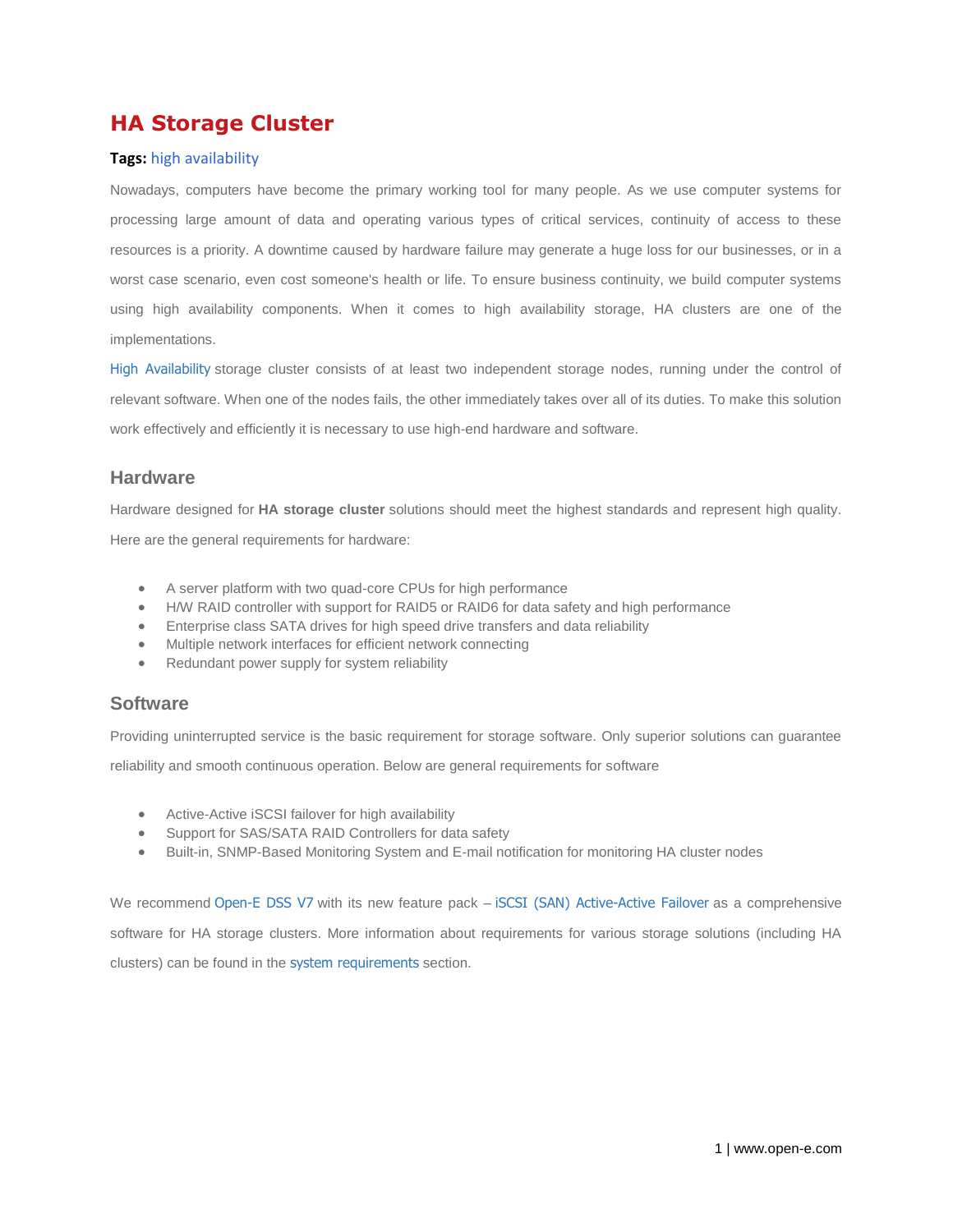# HA Storage Cluster

**Tags:** high availability

Nowadays, computers have become the primary working tool for many people. As we use computer systems for processing large amount of data and operating various types of critical services, continuity of access to these resources is a priority. A downtime caused by hardware failure may generate a huge loss for our businesses, or in a worst case scenario, even cost someone's health or life. To ensure business continuity, we build computer systems using high availability components. When it comes to high availability storage, HA clusters are one of the implementations.

High Availability storage cluster consists of at least two independent storage nodes, running under the control of relevant software. When one of the nodes fails, the other immediately takes over all of its duties. To make this solution work effectively and efficiently it is necessary to use high-end hardware and software.

## Hardware

Hardware designed for **HA storage cluster** solutions should meet the highest standards and represent high quality. Here are the general requirements for hardware:

- A server platform with two quad-core CPUs for high performance
- H/W RAID controller with support for RAID5 or RAID6 for data safety and high performance
- Enterprise class SATA drives for high speed drive transfers and data reliability
- Multiple network interfaces for efficient network connecting
- Redundant power supply for system reliability

## Software

Providing uninterrupted service is the basic requirement for storage software. Only superior solutions can guarantee reliability and smooth continuous operation. Below are general requirements for software

- Active-Active iSCSI failover for high availability
- Support for SAS/SATA RAID Controllers for data safety
- Built-in, SNMP-Based Monitoring System and E-mail notification for monitoring HA cluster nodes

We recommend Open-E DSS V7 with its new feature pack – iSCSI (SAN) Active-Active Failover as a comprehensive software for HA storage clusters. More information about requirements for various storage solutions (including HA clusters) can be found in the system requirements section.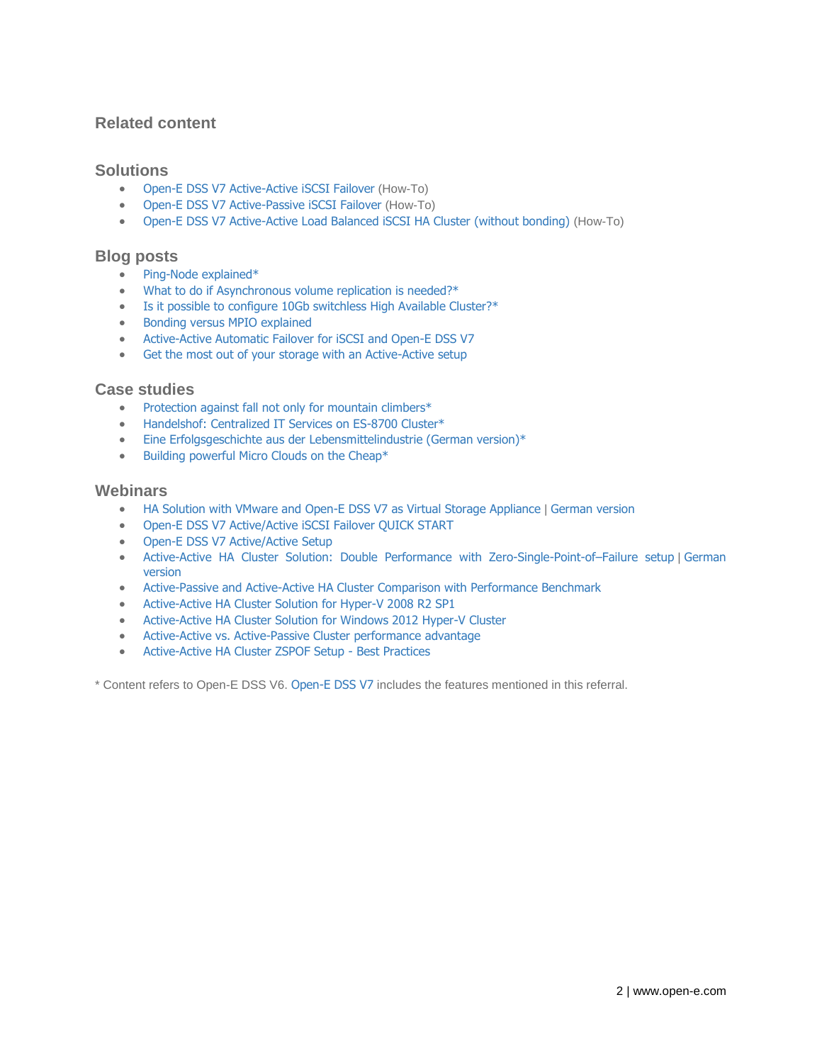## Related content

### Solutions

- Open-E DSS V7 Active-Active iSCSI Failover (How-To)
- Open-E DSS V7 Active-Passive iSCSI Failover (How-To)
- Open-E DSS V7 Active-Active Load Balanced iSCSI HA Cluster (without bonding) (How-To)

### Blog posts

- Ping-Node explained*
- What to do if Asynchronous volume replication is needed?*
- Is it possible to configure 10Gb switchless High Available Cluster?*
- Bonding versus MPIO explained
- Active-Active Automatic Failover for iSCSI and Open-E DSS V7
- Get the most out of your storage with an Active-Active setup

### Case studies

- Protection against fall not only for mountain climbers*
- Handelshof: Centralized IT Services on ES-8700 Cluster*
- Eine Erfolgsgeschichte aus der Lebensmittelindustrie (German version)*
- Building powerful Micro Clouds on the Cheap*

### Webinars

- HA Solution with VMware and Open-E DSS V7 as Virtual Storage Appliance | German version
- Open-E DSS V7 Active/Active iSCSI Failover QUICK START
- Open-E DSS V7 Active/Active Setup
- Active-Active HA Cluster Solution: Double Performance with Zero-Single-Point-of–Failure setup | German version
- Active-Passive and Active-Active HA Cluster Comparison with Performance Benchmark
- Active-Active HA Cluster Solution for Hyper-V 2008 R2 SP1
- Active-Active HA Cluster Solution for Windows 2012 Hyper-V Cluster
- Active-Active vs. Active-Passive Cluster performance advantage
- Active-Active HA Cluster ZSPOF Setup - Best Practices

* Content refers to Open-E DSS V6. Open-E DSS V7 includes the features mentioned in this referral.